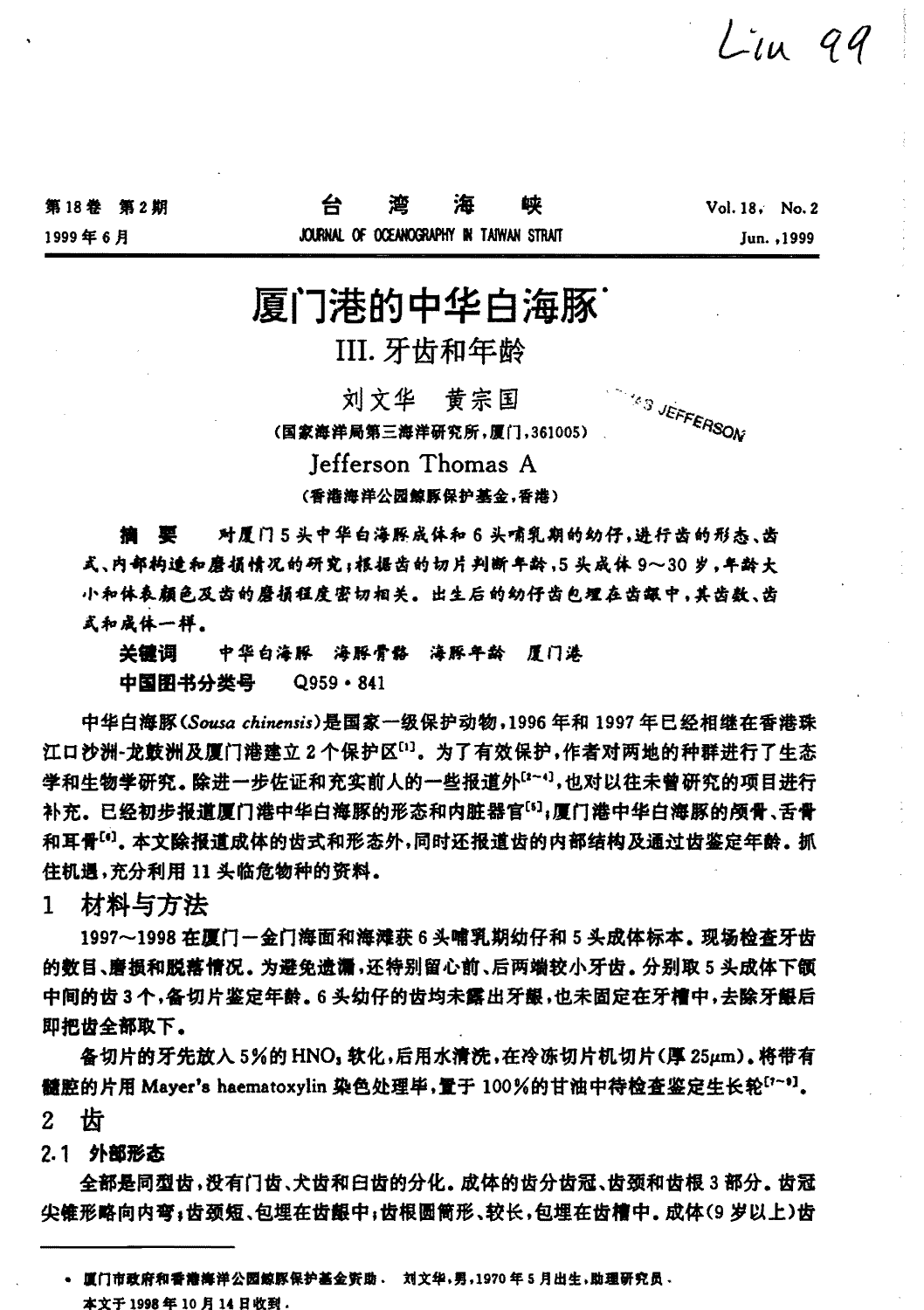# 厦门港的中华白海豚*

## III. 牙齿和年龄

刘文华　黄宗国

(国家海洋局第三海洋研究所,厦门,361005)

Jefferson Thomas A

(香港海洋公园鲸豚保护基金,香港)

**摘　要**　对厦门5头中华白海豚成体和6头哺乳期的幼仔,进行齿的形态、齿式、内部构造和磨损情况的研究;根据齿的切片判断年龄,5头成体9～30岁,年龄大小和体表颜色及齿的磨损程度密切相关。出生后的幼仔齿包埋在齿龈中,其齿数、齿式和成体一样。

**关键词**　中华白海豚　海豚骨骼　海豚年龄　厦门港

**中国图书分类号**　Q959·841

中华白海豚(*Sousa chinensis*)是国家一级保护动物,1996年和1997年已经相继在香港珠江口沙洲-龙鼓洲及厦门港建立2个保护区[1]。为了有效保护,作者对两地的种群进行了生态学和生物学研究。除进一步佐证和充实前人的一些报道外[2~4],也对以往未曾研究的项目进行补充。已经初步报道厦门港中华白海豚的形态和内脏器官[5];厦门港中华白海豚的颅骨、舌骨和耳骨[6]。本文除报道成体的齿式和形态外,同时还报道齿的内部结构及通过齿鉴定年龄。抓住机遇,充分利用11头临危物种的资料。

## 1　材料与方法

1997～1998在厦门—金门海面和海滩获6头哺乳期幼仔和5头成体标本。现场检查牙齿的数目、磨损和脱落情况。为避免遗漏,还特别留心前、后两端较小牙齿。分别取5头成体下颌中间的齿3个,备切片鉴定年龄。6头幼仔的齿均未露出牙龈,也未固定在牙槽中,去除牙龈后即把齿全部取下。

备切片的牙先放入5%的$HNO_3$软化,后用水清洗,在冷冻切片机切片(厚25μm)。将带有髓腔的片用Mayer's haematoxylin染色处理毕,置于100%的甘油中待检查鉴定生长轮[7~9]。

## 2　齿

### 2.1　外部形态

全部是同型齿,没有门齿、犬齿和臼齿的分化。成体的齿分齿冠、齿颈和齿根3部分。齿冠尖锥形略向内弯;齿颈短、包埋在齿龈中;齿根圆筒形、较长,包埋在齿槽中。成体(9岁以上)齿

---

* 厦门市政府和香港海洋公园鲸豚保护基金资助.　刘文华,男,1970年5月出生,助理研究员.

本文于1998年10月14日收到.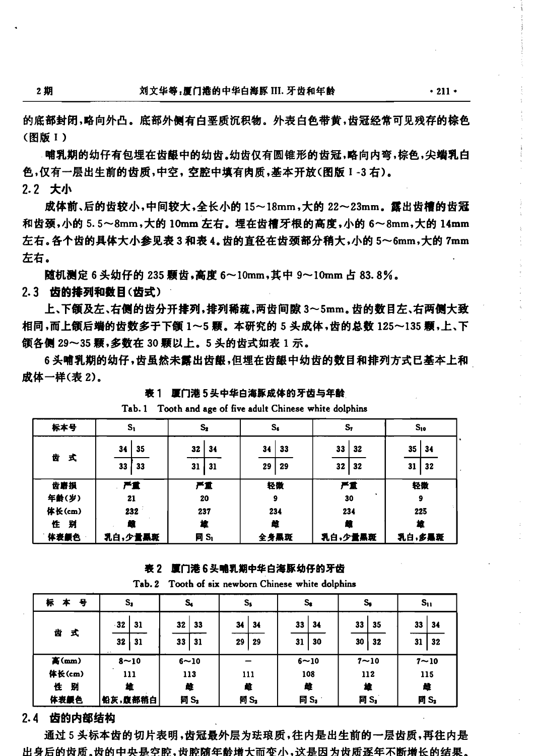的底部封闭，略向外凸。底部外侧有白垩质沉积物。外表白色带黄，齿冠经常可见残存的棕色(图版 I)

哺乳期的幼仔有包埋在齿龈中的幼齿。幼齿仅有圆锥形的齿冠，略向内弯，棕色，尖端乳白色，仅有一层出生前的齿质，中空，空腔中填有肉质，基本开放(图版 I -3 右)。

## 2.2 大小

成体前、后的齿较小，中间较大，全长小的 15～18mm，大的 22～23mm。露出齿槽的齿冠和齿颈，小的 5.5～8mm，大的 10mm 左右。埋在齿槽牙根的高度，小的 6～8mm，大的 14mm 左右。各个齿的具体大小参见表 3 和表 4。齿的直径在齿颈部分稍大，小的 5～6mm，大的 7mm 左右。

随机测定 6 头幼仔的 235 颗齿，高度 6～10mm，其中 9～10mm 占 83.8%。

## 2.3 齿的排列和数目(齿式)

上、下颌及左、右侧的齿分开排列，排列稀疏，两齿间隙 3～5mm。齿的数目左、右两侧大致相同，而上颌后端的齿数多于下颌 1～5 颗。本研究的 5 头成体，齿的总数 125～135 颗，上、下颌各侧 29～35 颗，多数在 30 颗以上。5 头的齿式如表 1 示。

6 头哺乳期的幼仔，齿虽然未露出齿龈，但埋在齿龈中幼齿的数目和排列方式已基本上和成体一样(表 2)。

**表 1 厦门港 5 头中华白海豚成体的牙齿与年龄**

Tab. 1 Tooth and age of five adult Chinese white dolphins

| 标本号 | $S_1$ | $S_2$ | $S_6$ | $S_7$ | $S_{10}$ |
|---|---|---|---|---|---|
| 齿式 | $\frac{34 \mid 35}{33 \mid 33}$ | $\frac{32 \mid 34}{31 \mid 31}$ | $\frac{34 \mid 33}{29 \mid 29}$ | $\frac{33 \mid 32}{32 \mid 32}$ | $\frac{35 \mid 34}{31 \mid 32}$ |
| 齿磨损 | 严重 | 严重 | 轻微 | 严重 | 轻微 |
| 年龄(岁) | 21 | 20 | 9 | 30 | 9 |
| 体长(cm) | 232 | 237 | 234 | 234 | 225 |
| 性别 | 雌 | 雄 | 雌 | 雌 | 雄 |
| 体表颜色 | 乳白，少量黑斑 | 同 $S_1$ | 全身黑斑 | 乳白，少量黑斑 | 乳白，多黑斑 |

**表 2 厦门港 6 头哺乳期中华白海豚幼仔的牙齿**

Tab. 2 Tooth of six newborn Chinese white dolphins

| 标本号 | $S_3$ | $S_4$ | $S_5$ | $S_8$ | $S_9$ | $S_{11}$ |
|---|---|---|---|---|---|---|
| 齿式 | $\frac{32 \mid 31}{32 \mid 31}$ | $\frac{32 \mid 33}{33 \mid 31}$ | $\frac{34 \mid 34}{29 \mid 29}$ | $\frac{33 \mid 34}{31 \mid 30}$ | $\frac{33 \mid 35}{30 \mid 32}$ | $\frac{33 \mid 34}{31 \mid 32}$ |
| 高(mm) | 8～10 | 6～10 | — | 6～10 | 7～10 | 7～10 |
| 体长(cm) | 111 | 113 | 111 | 108 | 112 | 115 |
| 性别 | 雄 | 雌 | 雌 | 雌 | 雄 | 雌 |
| 体表颜色 | 铅灰，腹部稍白 | 同 $S_3$ | 同 $S_3$ | 同 $S_3$ | 同 $S_3$ | 同 $S_3$ |

## 2.4 齿的内部结构

通过 5 头标本齿的切片表明，齿冠最外层为珐琅质，往内是出生前的一层齿质，再往内是出身后的齿质。齿的中央是空腔，齿腔随年龄增大而变小，这是因为齿质逐年不断增长的结果。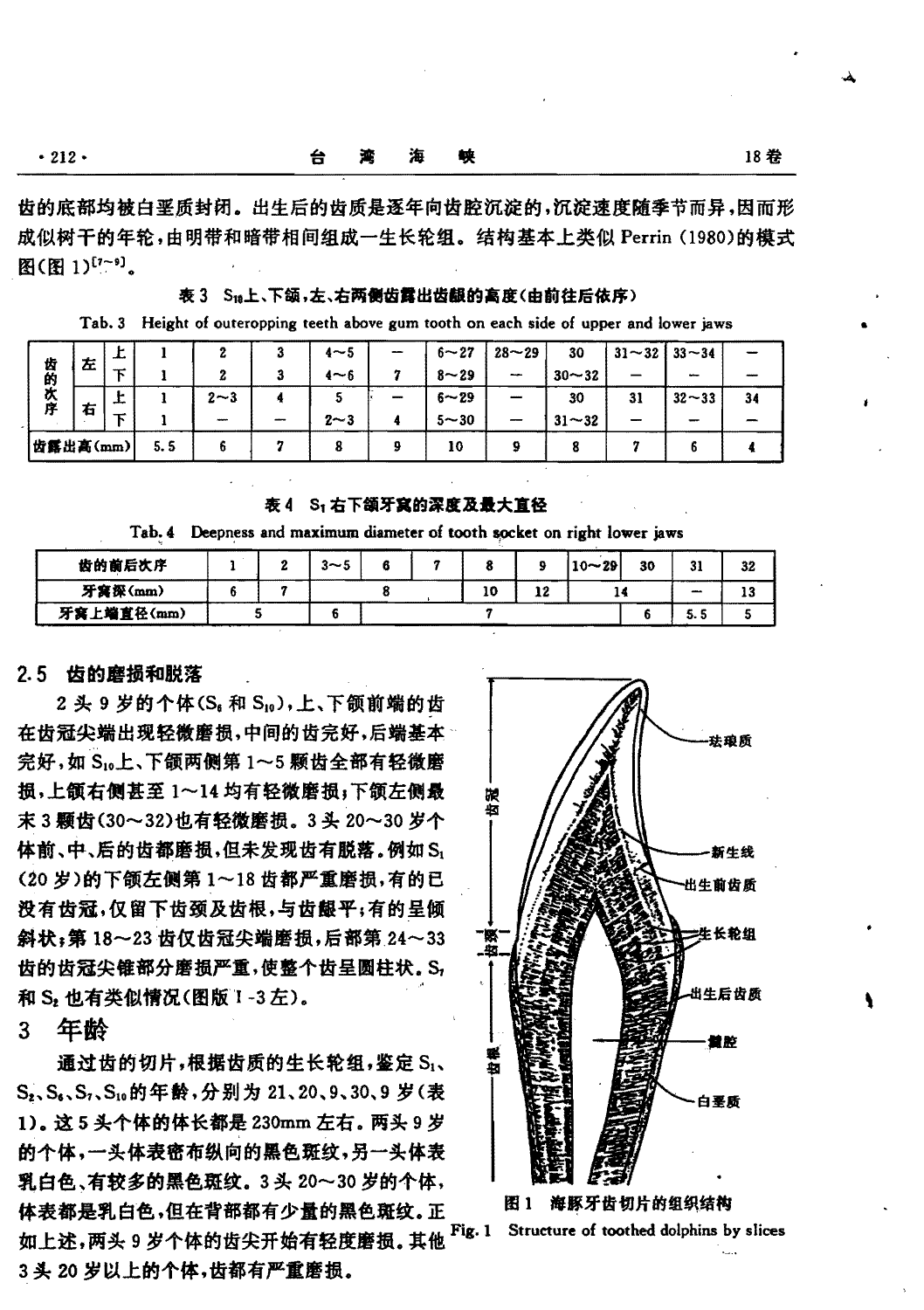齿的底部均被白垩质封闭。出生后的齿质是逐年向齿腔沉淀的，沉淀速度随季节而异，因而形成似树干的年轮，由明带和暗带相间组成一生长轮组。结构基本上类似 Perrin (1980)的模式图(图 1)[7~9]。

表 3 $S_{10}$上、下颌，左、右两侧齿露出齿龈的高度(由前往后依序)

Tab. 3 Height of outeropping teeth above gum tooth on each side of upper and lower jaws

| 齿的次序 | | | | | | | | | | | | | |
|---|---|---|---|---|---|---|---|---|---|---|---|---|---|
| | 左 | 上 | 1 | 2 | 3 | 4~5 | — | 6~27 | 28~29 | 30 | 31~32 | 33~34 | — |
| | | 下 | 1 | 2 | 3 | 4~6 | 7 | 8~29 | — | 30~32 | — | — | — |
| | 右 | 上 | 1 | 2~3 | 4 | 5 | — | 6~29 | — | 30 | 31 | 32~33 | 34 |
| | | 下 | 1 | — | — | 2~3 | 4 | 5~30 | — | 31~32 | — | — | — |
| 齿露出高(mm) | | | 5.5 | 6 | 7 | 8 | 9 | 10 | 9 | 8 | 7 | 6 | 4 |

表 4 $S_1$右下颌牙窝的深度及最大直径

Tab. 4 Deepness and maximum diameter of tooth socket on right lower jaws

| 齿的前后次序 | 1 | 2 | 3~5 | 6 | 7 | 8 | 9 | 10~29 | 30 | 31 | 32 |
|---|---|---|---|---|---|---|---|---|---|---|---|
| 牙窝深(mm) | 6 | 7 | 8 | | | 10 | 12 | 14 | | — | 13 |
| 牙窝上端直径(mm) | 5 | | 6 | 7 | | | | | 6 | 5.5 | 5 |

### 2.5 齿的磨损和脱落

2 头 9 岁的个体($S_6$ 和 $S_{10}$)，上、下颌前端的齿在齿冠尖端出现轻微磨损，中间的齿完好，后端基本完好，如 $S_{10}$上、下颌两侧第 1~5 颗齿全都有轻微磨损，上颌右侧甚至 1~14 均有轻微磨损；下颌左侧最末 3 颗齿(30~32)也有轻微磨损。3 头 20~30 岁个体前、中、后的齿都磨损，但未发现齿有脱落。例如 $S_1$ (20 岁)的下颌左侧第 1~18 齿都严重磨损，有的已没有齿冠，仅留下齿颈及齿根，与齿龈平；有的呈倾斜状；第 18~23 齿仅齿冠尖端磨损，后部第 24~33 齿的齿冠尖锥部分磨损严重，使整个齿呈圆柱状。$S_7$ 和 $S_2$ 也有类似情况(图版 I-3 左)。

## 3 年龄

通过齿的切片，根据齿质的生长轮组，鉴定 $S_1$、$S_2$、$S_6$、$S_7$、$S_{10}$的年龄，分别为 21、20、9、30、9 岁(表 1)。这 5 头个体的体长都是 230mm 左右。两头 9 岁的个体，一头体表密布纵向的黑色斑纹，另一头体表乳白色、有较多的黑色斑纹。3 头 20~30 岁的个体，体表都是乳白色，但在背部都有少量的黑色斑纹。正如上述，两头 9 岁个体的齿尖开始有轻度磨损。其他 3 头 20 岁以上的个体，齿都有严重磨损。

图 1 海豚牙齿切片的组织结构

Fig. 1 Structure of toothed dolphins by slices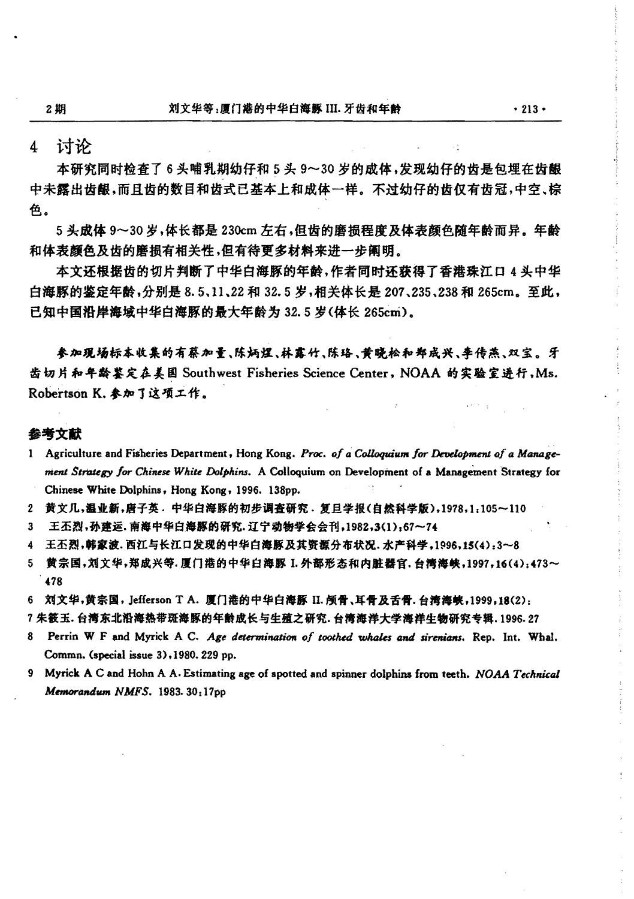## 4 讨论

本研究同时检查了6头哺乳期幼仔和5头9～30岁的成体，发现幼仔的齿是包埋在齿龈中未露出齿龈，而且齿的数目和齿式已基本上和成体一样。不过幼仔的齿仅有齿冠，中空、棕色。

5头成体9～30岁，体长都是230cm左右，但齿的磨损程度及体表颜色随年龄而异。年龄和体表颜色及齿的磨损有相关性，但有待更多材料来进一步阐明。

本文还根据齿的切片判断了中华白海豚的年龄，作者同时还获得了香港珠江口4头中华白海豚的鉴定年龄，分别是8.5、11、22和32.5岁，相关体长是207、235、238和265cm。至此，已知中国沿岸海域中华白海豚的最大年龄为32.5岁(体长265cm)。

*参加现场标本收集的有蔡加量、陈炳煜、林露竹、陈珞、黄晓松和郑成兴、李传燕、双宝。牙齿切片和年龄鉴定在美国 Southwest Fisheries Science Center，NOAA 的实验室进行，Ms. Robertson K. 参加了这项工作。*

### 参考文献

1. Agriculture and Fisheries Department, Hong Kong. *Proc. of a Colloquium for Development of a Management Strategy for Chinese White Dolphins.* A Colloquium on Development of a Management Strategy for Chinese White Dolphins, Hong Kong, 1996. 138pp.
2. 黄文几，温业新，唐子英. 中华白海豚的初步调查研究. 复旦学报(自然科学版)，1978，1：105～110
3. 王丕烈，孙建运. 南海中华白海豚的研究. 辽宁动物学会会刊，1982，3(1)：67～74
4. 王丕烈，韩家波. 西江与长江口发现的中华白海豚及其资源分布状况. 水产科学，1996，15(4)：3～8
5. 黄宗国，刘文华，郑成兴等. 厦门港的中华白海豚 I. 外部形态和内脏器官. 台湾海峡，1997，16(4)：473～478
6. 刘文华，黄宗国，Jefferson T A. 厦门港的中华白海豚 II. 颅骨、耳骨及舌骨. 台湾海峡，1999，18(2)：
7. 朱筱玉. 台湾东北沿海热带斑海豚的年龄成长与生殖之研究. 台湾海洋大学海洋生物研究专辑. 1996. 27
8. Perrin W F and Myrick A C. *Age determination of toothed whales and sirenians.* Rep. Int. Whal. Commn. (special issue 3), 1980. 229 pp.
9. Myrick A C and Hohn A A. Estimating age of spotted and spinner dolphins from teeth. *NOAA Technical Memorandum NMFS.* 1983. 30：17pp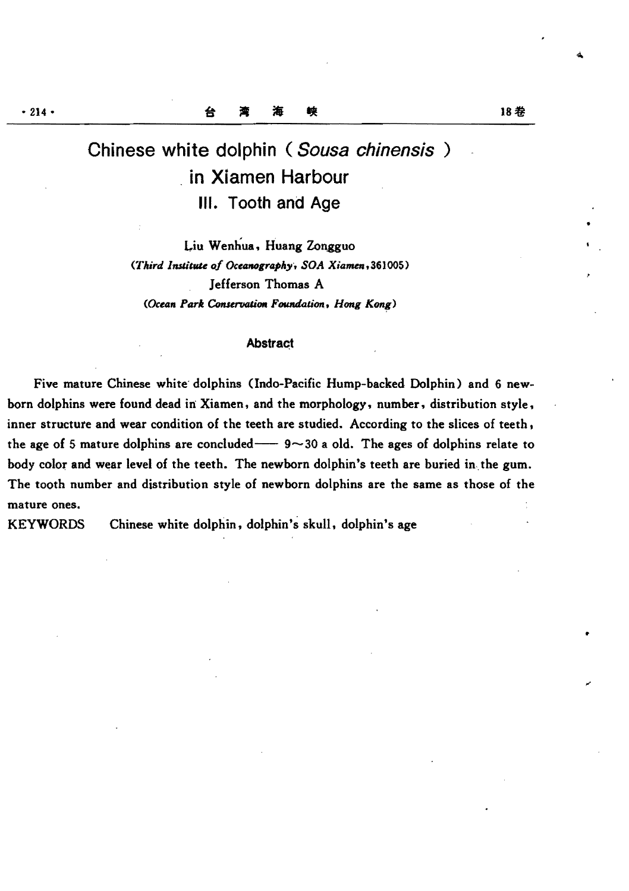# Chinese white dolphin ( *Sousa chinensis* ) in Xiamen Harbour

## III. Tooth and Age

Liu Wenhua, Huang Zongguo

*(Third Institute of Oceanography, SOA Xiamen, 361005)*

Jefferson Thomas A

*(Ocean Park Conservation Foundation, Hong Kong)*

### Abstract

Five mature Chinese white dolphins (Indo-Pacific Hump-backed Dolphin) and 6 newborn dolphins were found dead in Xiamen, and the morphology, number, distribution style, inner structure and wear condition of the teeth are studied. According to the slices of teeth, the age of 5 mature dolphins are concluded—— 9～30 a old. The ages of dolphins relate to body color and wear level of the teeth. The newborn dolphin's teeth are buried in the gum. The tooth number and distribution style of newborn dolphins are the same as those of the mature ones.

KEYWORDS　Chinese white dolphin, dolphin's skull, dolphin's age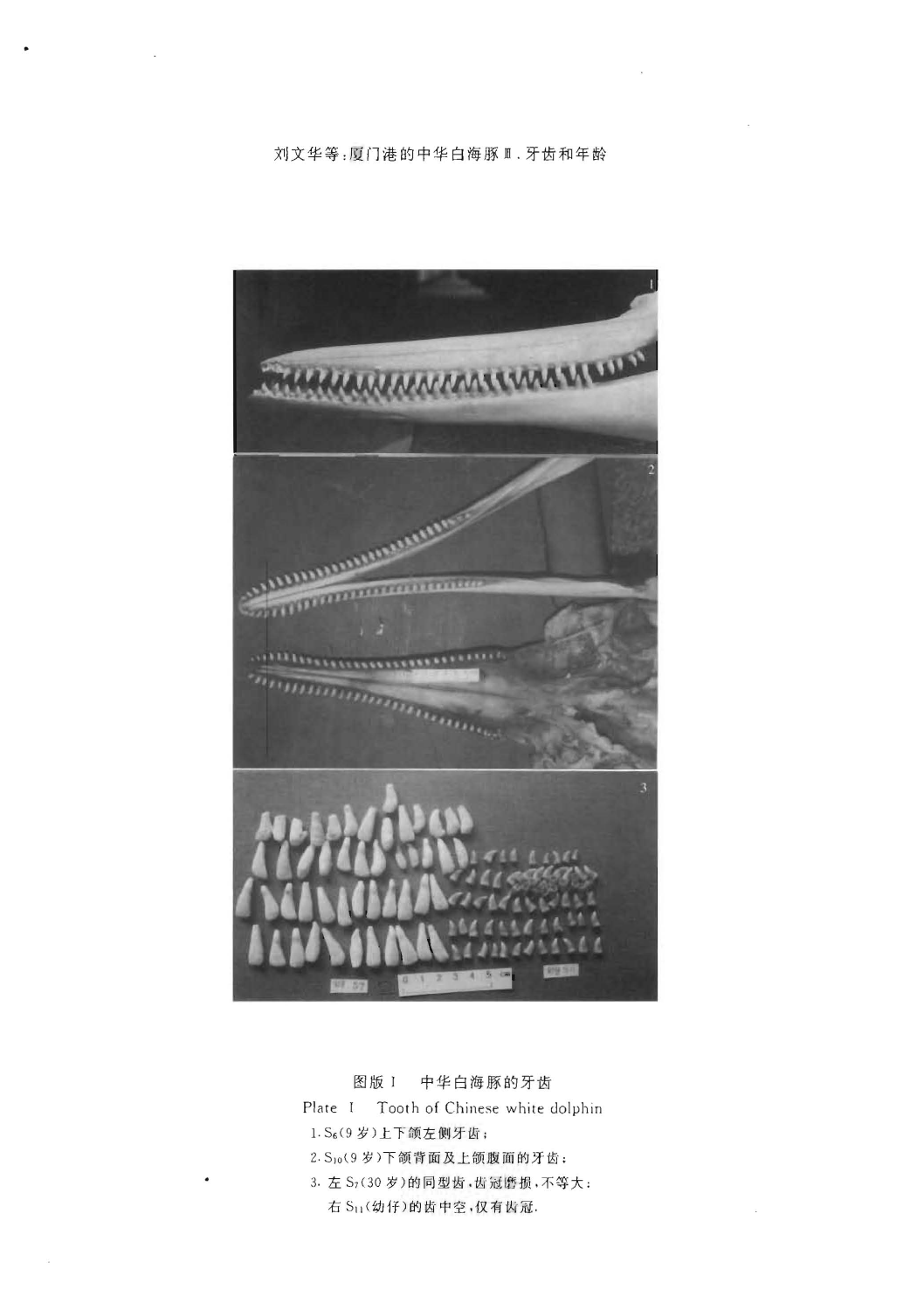图版 I　中华白海豚的牙齿

Plate I　Tooth of Chinese white dolphin

1. $S_6$(9 岁)上下颌左侧牙齿;

2. $S_{10}$(9 岁)下颌背面及上颌腹面的牙齿;

3. 左 $S_7$(30 岁)的同型齿,齿冠磨损,不等大;
右 $S_{11}$(幼仔)的齿中空,仅有齿冠.